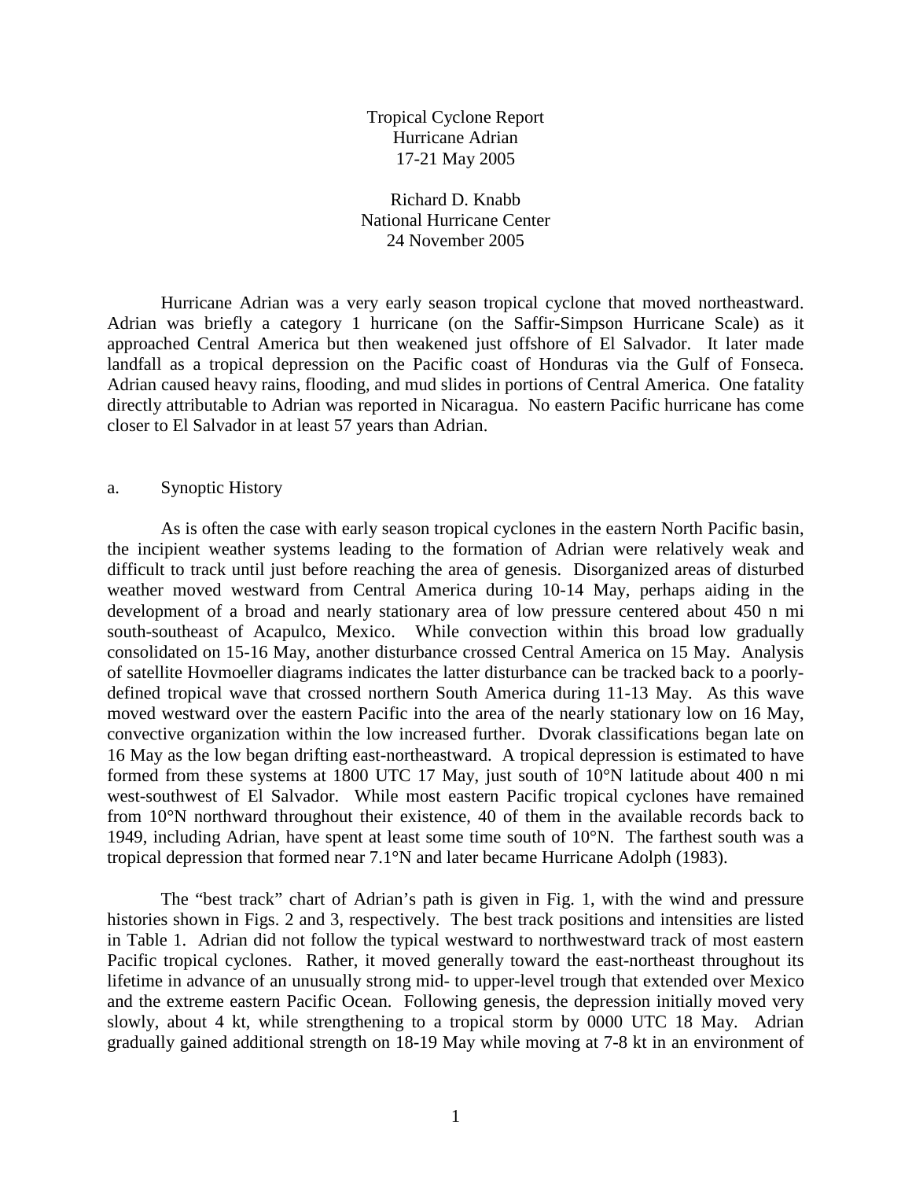# Tropical Cyclone Report
## Hurricane Adrian
### 17-21 May 2005

Richard D. Knabb
National Hurricane Center
24 November 2005

Hurricane Adrian was a very early season tropical cyclone that moved northeastward. Adrian was briefly a category 1 hurricane (on the Saffir-Simpson Hurricane Scale) as it approached Central America but then weakened just offshore of El Salvador. It later made landfall as a tropical depression on the Pacific coast of Honduras via the Gulf of Fonseca. Adrian caused heavy rains, flooding, and mud slides in portions of Central America. One fatality directly attributable to Adrian was reported in Nicaragua. No eastern Pacific hurricane has come closer to El Salvador in at least 57 years than Adrian.

## a. Synoptic History

As is often the case with early season tropical cyclones in the eastern North Pacific basin, the incipient weather systems leading to the formation of Adrian were relatively weak and difficult to track until just before reaching the area of genesis. Disorganized areas of disturbed weather moved westward from Central America during 10-14 May, perhaps aiding in the development of a broad and nearly stationary area of low pressure centered about 450 n mi south-southeast of Acapulco, Mexico. While convection within this broad low gradually consolidated on 15-16 May, another disturbance crossed Central America on 15 May. Analysis of satellite Hovmoeller diagrams indicates the latter disturbance can be tracked back to a poorly-defined tropical wave that crossed northern South America during 11-13 May. As this wave moved westward over the eastern Pacific into the area of the nearly stationary low on 16 May, convective organization within the low increased further. Dvorak classifications began late on 16 May as the low began drifting east-northeastward. A tropical depression is estimated to have formed from these systems at 1800 UTC 17 May, just south of 10°N latitude about 400 n mi west-southwest of El Salvador. While most eastern Pacific tropical cyclones have remained from 10°N northward throughout their existence, 40 of them in the available records back to 1949, including Adrian, have spent at least some time south of 10°N. The farthest south was a tropical depression that formed near 7.1°N and later became Hurricane Adolph (1983).

The "best track" chart of Adrian's path is given in Fig. 1, with the wind and pressure histories shown in Figs. 2 and 3, respectively. The best track positions and intensities are listed in Table 1. Adrian did not follow the typical westward to northwestward track of most eastern Pacific tropical cyclones. Rather, it moved generally toward the east-northeast throughout its lifetime in advance of an unusually strong mid- to upper-level trough that extended over Mexico and the extreme eastern Pacific Ocean. Following genesis, the depression initially moved very slowly, about 4 kt, while strengthening to a tropical storm by 0000 UTC 18 May. Adrian gradually gained additional strength on 18-19 May while moving at 7-8 kt in an environment of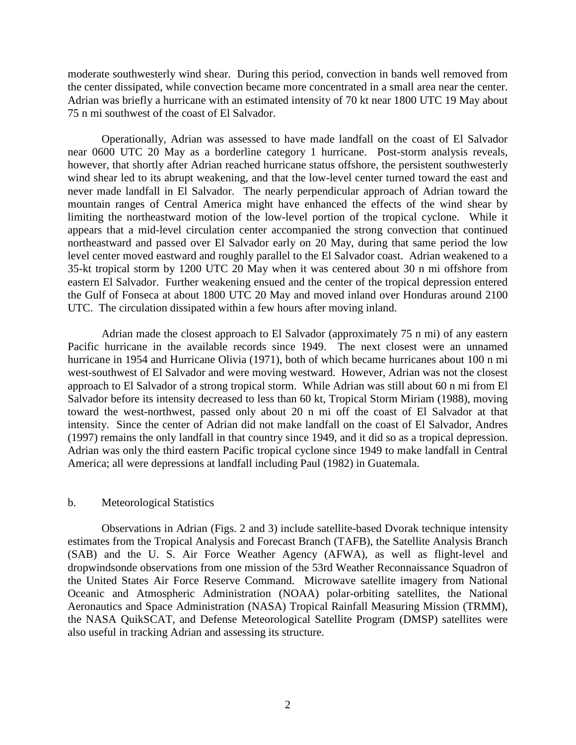moderate southwesterly wind shear. During this period, convection in bands well removed from the center dissipated, while convection became more concentrated in a small area near the center. Adrian was briefly a hurricane with an estimated intensity of 70 kt near 1800 UTC 19 May about 75 n mi southwest of the coast of El Salvador.

Operationally, Adrian was assessed to have made landfall on the coast of El Salvador near 0600 UTC 20 May as a borderline category 1 hurricane. Post-storm analysis reveals, however, that shortly after Adrian reached hurricane status offshore, the persistent southwesterly wind shear led to its abrupt weakening, and that the low-level center turned toward the east and never made landfall in El Salvador. The nearly perpendicular approach of Adrian toward the mountain ranges of Central America might have enhanced the effects of the wind shear by limiting the northeastward motion of the low-level portion of the tropical cyclone. While it appears that a mid-level circulation center accompanied the strong convection that continued northeastward and passed over El Salvador early on 20 May, during that same period the low level center moved eastward and roughly parallel to the El Salvador coast. Adrian weakened to a 35-kt tropical storm by 1200 UTC 20 May when it was centered about 30 n mi offshore from eastern El Salvador. Further weakening ensued and the center of the tropical depression entered the Gulf of Fonseca at about 1800 UTC 20 May and moved inland over Honduras around 2100 UTC. The circulation dissipated within a few hours after moving inland.

Adrian made the closest approach to El Salvador (approximately 75 n mi) of any eastern Pacific hurricane in the available records since 1949. The next closest were an unnamed hurricane in 1954 and Hurricane Olivia (1971), both of which became hurricanes about 100 n mi west-southwest of El Salvador and were moving westward. However, Adrian was not the closest approach to El Salvador of a strong tropical storm. While Adrian was still about 60 n mi from El Salvador before its intensity decreased to less than 60 kt, Tropical Storm Miriam (1988), moving toward the west-northwest, passed only about 20 n mi off the coast of El Salvador at that intensity. Since the center of Adrian did not make landfall on the coast of El Salvador, Andres (1997) remains the only landfall in that country since 1949, and it did so as a tropical depression. Adrian was only the third eastern Pacific tropical cyclone since 1949 to make landfall in Central America; all were depressions at landfall including Paul (1982) in Guatemala.

## b. Meteorological Statistics

Observations in Adrian (Figs. 2 and 3) include satellite-based Dvorak technique intensity estimates from the Tropical Analysis and Forecast Branch (TAFB), the Satellite Analysis Branch (SAB) and the U. S. Air Force Weather Agency (AFWA), as well as flight-level and dropwindsonde observations from one mission of the 53rd Weather Reconnaissance Squadron of the United States Air Force Reserve Command. Microwave satellite imagery from National Oceanic and Atmospheric Administration (NOAA) polar-orbiting satellites, the National Aeronautics and Space Administration (NASA) Tropical Rainfall Measuring Mission (TRMM), the NASA QuikSCAT, and Defense Meteorological Satellite Program (DMSP) satellites were also useful in tracking Adrian and assessing its structure.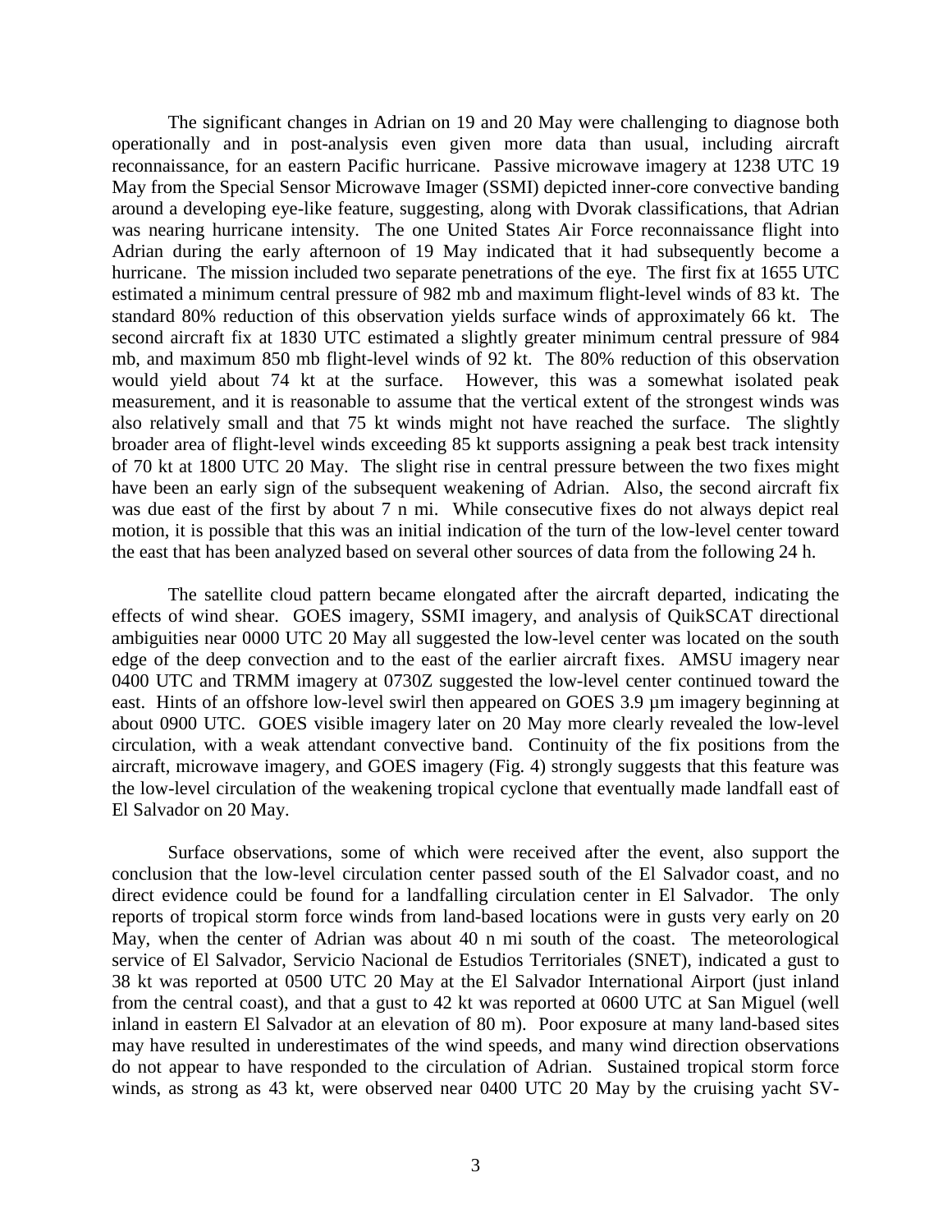The significant changes in Adrian on 19 and 20 May were challenging to diagnose both operationally and in post-analysis even given more data than usual, including aircraft reconnaissance, for an eastern Pacific hurricane. Passive microwave imagery at 1238 UTC 19 May from the Special Sensor Microwave Imager (SSMI) depicted inner-core convective banding around a developing eye-like feature, suggesting, along with Dvorak classifications, that Adrian was nearing hurricane intensity. The one United States Air Force reconnaissance flight into Adrian during the early afternoon of 19 May indicated that it had subsequently become a hurricane. The mission included two separate penetrations of the eye. The first fix at 1655 UTC estimated a minimum central pressure of 982 mb and maximum flight-level winds of 83 kt. The standard 80% reduction of this observation yields surface winds of approximately 66 kt. The second aircraft fix at 1830 UTC estimated a slightly greater minimum central pressure of 984 mb, and maximum 850 mb flight-level winds of 92 kt. The 80% reduction of this observation would yield about 74 kt at the surface. However, this was a somewhat isolated peak measurement, and it is reasonable to assume that the vertical extent of the strongest winds was also relatively small and that 75 kt winds might not have reached the surface. The slightly broader area of flight-level winds exceeding 85 kt supports assigning a peak best track intensity of 70 kt at 1800 UTC 20 May. The slight rise in central pressure between the two fixes might have been an early sign of the subsequent weakening of Adrian. Also, the second aircraft fix was due east of the first by about 7 n mi. While consecutive fixes do not always depict real motion, it is possible that this was an initial indication of the turn of the low-level center toward the east that has been analyzed based on several other sources of data from the following 24 h.

The satellite cloud pattern became elongated after the aircraft departed, indicating the effects of wind shear. GOES imagery, SSMI imagery, and analysis of QuikSCAT directional ambiguities near 0000 UTC 20 May all suggested the low-level center was located on the south edge of the deep convection and to the east of the earlier aircraft fixes. AMSU imagery near 0400 UTC and TRMM imagery at 0730Z suggested the low-level center continued toward the east. Hints of an offshore low-level swirl then appeared on GOES 3.9 µm imagery beginning at about 0900 UTC. GOES visible imagery later on 20 May more clearly revealed the low-level circulation, with a weak attendant convective band. Continuity of the fix positions from the aircraft, microwave imagery, and GOES imagery (Fig. 4) strongly suggests that this feature was the low-level circulation of the weakening tropical cyclone that eventually made landfall east of El Salvador on 20 May.

Surface observations, some of which were received after the event, also support the conclusion that the low-level circulation center passed south of the El Salvador coast, and no direct evidence could be found for a landfalling circulation center in El Salvador. The only reports of tropical storm force winds from land-based locations were in gusts very early on 20 May, when the center of Adrian was about 40 n mi south of the coast. The meteorological service of El Salvador, Servicio Nacional de Estudios Territoriales (SNET), indicated a gust to 38 kt was reported at 0500 UTC 20 May at the El Salvador International Airport (just inland from the central coast), and that a gust to 42 kt was reported at 0600 UTC at San Miguel (well inland in eastern El Salvador at an elevation of 80 m). Poor exposure at many land-based sites may have resulted in underestimates of the wind speeds, and many wind direction observations do not appear to have responded to the circulation of Adrian. Sustained tropical storm force winds, as strong as 43 kt, were observed near 0400 UTC 20 May by the cruising yacht SV-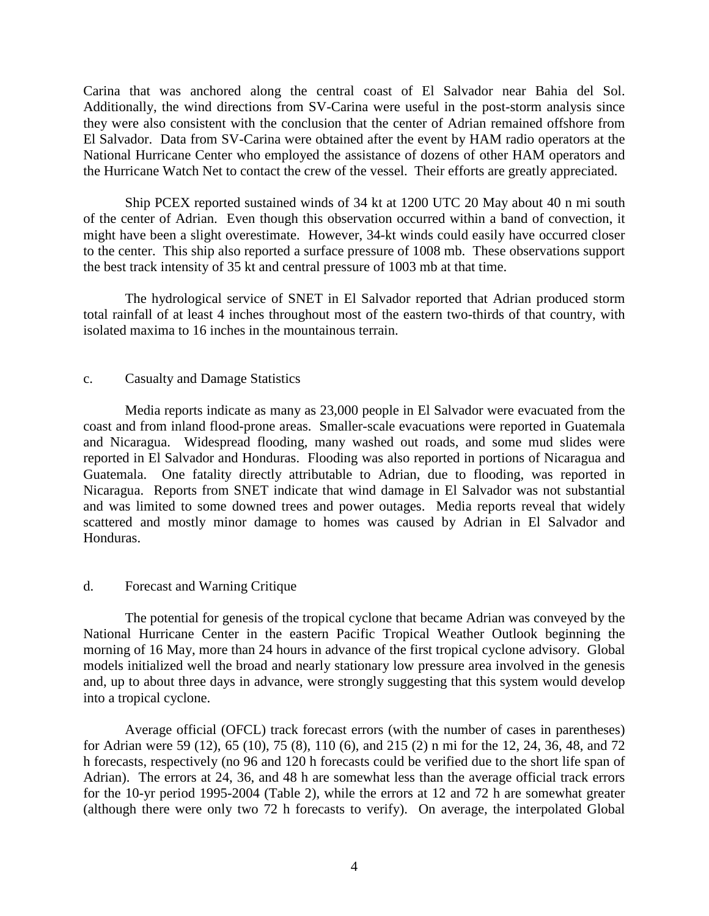Carina that was anchored along the central coast of El Salvador near Bahia del Sol. Additionally, the wind directions from SV-Carina were useful in the post-storm analysis since they were also consistent with the conclusion that the center of Adrian remained offshore from El Salvador. Data from SV-Carina were obtained after the event by HAM radio operators at the National Hurricane Center who employed the assistance of dozens of other HAM operators and the Hurricane Watch Net to contact the crew of the vessel. Their efforts are greatly appreciated.

Ship PCEX reported sustained winds of 34 kt at 1200 UTC 20 May about 40 n mi south of the center of Adrian. Even though this observation occurred within a band of convection, it might have been a slight overestimate. However, 34-kt winds could easily have occurred closer to the center. This ship also reported a surface pressure of 1008 mb. These observations support the best track intensity of 35 kt and central pressure of 1003 mb at that time.

The hydrological service of SNET in El Salvador reported that Adrian produced storm total rainfall of at least 4 inches throughout most of the eastern two-thirds of that country, with isolated maxima to 16 inches in the mountainous terrain.

## c. Casualty and Damage Statistics

Media reports indicate as many as 23,000 people in El Salvador were evacuated from the coast and from inland flood-prone areas. Smaller-scale evacuations were reported in Guatemala and Nicaragua. Widespread flooding, many washed out roads, and some mud slides were reported in El Salvador and Honduras. Flooding was also reported in portions of Nicaragua and Guatemala. One fatality directly attributable to Adrian, due to flooding, was reported in Nicaragua. Reports from SNET indicate that wind damage in El Salvador was not substantial and was limited to some downed trees and power outages. Media reports reveal that widely scattered and mostly minor damage to homes was caused by Adrian in El Salvador and Honduras.

## d. Forecast and Warning Critique

The potential for genesis of the tropical cyclone that became Adrian was conveyed by the National Hurricane Center in the eastern Pacific Tropical Weather Outlook beginning the morning of 16 May, more than 24 hours in advance of the first tropical cyclone advisory. Global models initialized well the broad and nearly stationary low pressure area involved in the genesis and, up to about three days in advance, were strongly suggesting that this system would develop into a tropical cyclone.

Average official (OFCL) track forecast errors (with the number of cases in parentheses) for Adrian were 59 (12), 65 (10), 75 (8), 110 (6), and 215 (2) n mi for the 12, 24, 36, 48, and 72 h forecasts, respectively (no 96 and 120 h forecasts could be verified due to the short life span of Adrian). The errors at 24, 36, and 48 h are somewhat less than the average official track errors for the 10-yr period 1995-2004 (Table 2), while the errors at 12 and 72 h are somewhat greater (although there were only two 72 h forecasts to verify). On average, the interpolated Global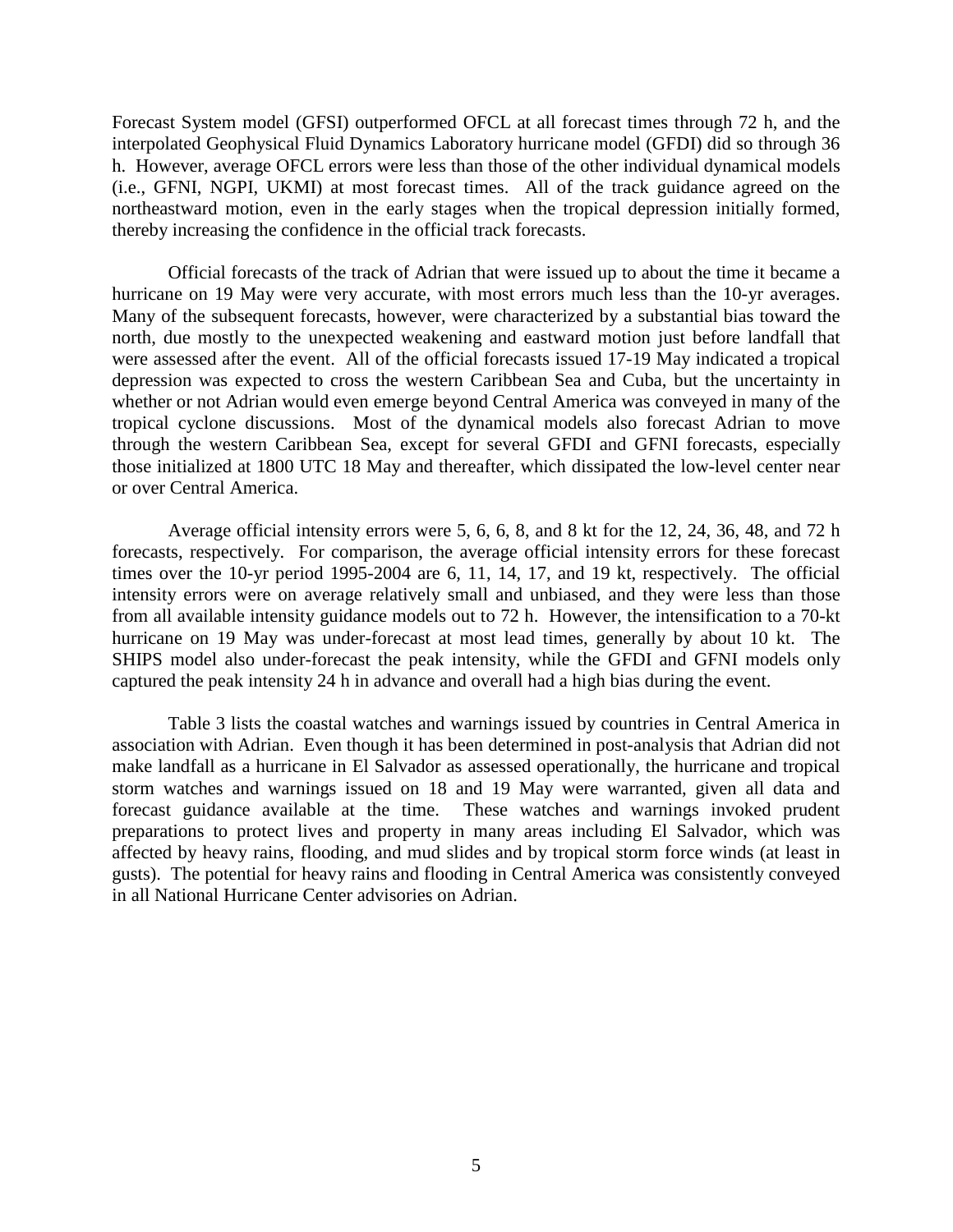Forecast System model (GFSI) outperformed OFCL at all forecast times through 72 h, and the interpolated Geophysical Fluid Dynamics Laboratory hurricane model (GFDI) did so through 36 h. However, average OFCL errors were less than those of the other individual dynamical models (i.e., GFNI, NGPI, UKMI) at most forecast times. All of the track guidance agreed on the northeastward motion, even in the early stages when the tropical depression initially formed, thereby increasing the confidence in the official track forecasts.

Official forecasts of the track of Adrian that were issued up to about the time it became a hurricane on 19 May were very accurate, with most errors much less than the 10-yr averages. Many of the subsequent forecasts, however, were characterized by a substantial bias toward the north, due mostly to the unexpected weakening and eastward motion just before landfall that were assessed after the event. All of the official forecasts issued 17-19 May indicated a tropical depression was expected to cross the western Caribbean Sea and Cuba, but the uncertainty in whether or not Adrian would even emerge beyond Central America was conveyed in many of the tropical cyclone discussions. Most of the dynamical models also forecast Adrian to move through the western Caribbean Sea, except for several GFDI and GFNI forecasts, especially those initialized at 1800 UTC 18 May and thereafter, which dissipated the low-level center near or over Central America.

Average official intensity errors were 5, 6, 6, 8, and 8 kt for the 12, 24, 36, 48, and 72 h forecasts, respectively. For comparison, the average official intensity errors for these forecast times over the 10-yr period 1995-2004 are 6, 11, 14, 17, and 19 kt, respectively. The official intensity errors were on average relatively small and unbiased, and they were less than those from all available intensity guidance models out to 72 h. However, the intensification to a 70-kt hurricane on 19 May was under-forecast at most lead times, generally by about 10 kt. The SHIPS model also under-forecast the peak intensity, while the GFDI and GFNI models only captured the peak intensity 24 h in advance and overall had a high bias during the event.

Table 3 lists the coastal watches and warnings issued by countries in Central America in association with Adrian. Even though it has been determined in post-analysis that Adrian did not make landfall as a hurricane in El Salvador as assessed operationally, the hurricane and tropical storm watches and warnings issued on 18 and 19 May were warranted, given all data and forecast guidance available at the time. These watches and warnings invoked prudent preparations to protect lives and property in many areas including El Salvador, which was affected by heavy rains, flooding, and mud slides and by tropical storm force winds (at least in gusts). The potential for heavy rains and flooding in Central America was consistently conveyed in all National Hurricane Center advisories on Adrian.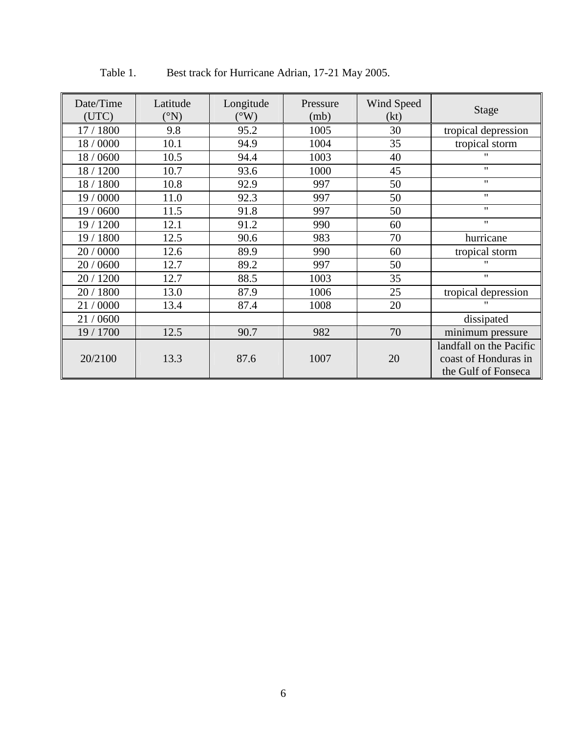Table 1. Best track for Hurricane Adrian, 17-21 May 2005.

| Date/Time (UTC) | Latitude (°N) | Longitude (°W) | Pressure (mb) | Wind Speed (kt) | Stage |
|---|---|---|---|---|---|
| 17 / 1800 | 9.8 | 95.2 | 1005 | 30 | tropical depression |
| 18 / 0000 | 10.1 | 94.9 | 1004 | 35 | tropical storm |
| 18 / 0600 | 10.5 | 94.4 | 1003 | 40 | " |
| 18 / 1200 | 10.7 | 93.6 | 1000 | 45 | " |
| 18 / 1800 | 10.8 | 92.9 | 997 | 50 | " |
| 19 / 0000 | 11.0 | 92.3 | 997 | 50 | " |
| 19 / 0600 | 11.5 | 91.8 | 997 | 50 | " |
| 19 / 1200 | 12.1 | 91.2 | 990 | 60 | " |
| 19 / 1800 | 12.5 | 90.6 | 983 | 70 | hurricane |
| 20 / 0000 | 12.6 | 89.9 | 990 | 60 | tropical storm |
| 20 / 0600 | 12.7 | 89.2 | 997 | 50 | " |
| 20 / 1200 | 12.7 | 88.5 | 1003 | 35 | " |
| 20 / 1800 | 13.0 | 87.9 | 1006 | 25 | tropical depression |
| 21 / 0000 | 13.4 | 87.4 | 1008 | 20 | " |
| 21 / 0600 | | | | | dissipated |
| 19 / 1700 | 12.5 | 90.7 | 982 | 70 | minimum pressure |
| 20/2100 | 13.3 | 87.6 | 1007 | 20 | landfall on the Pacific coast of Honduras in the Gulf of Fonseca |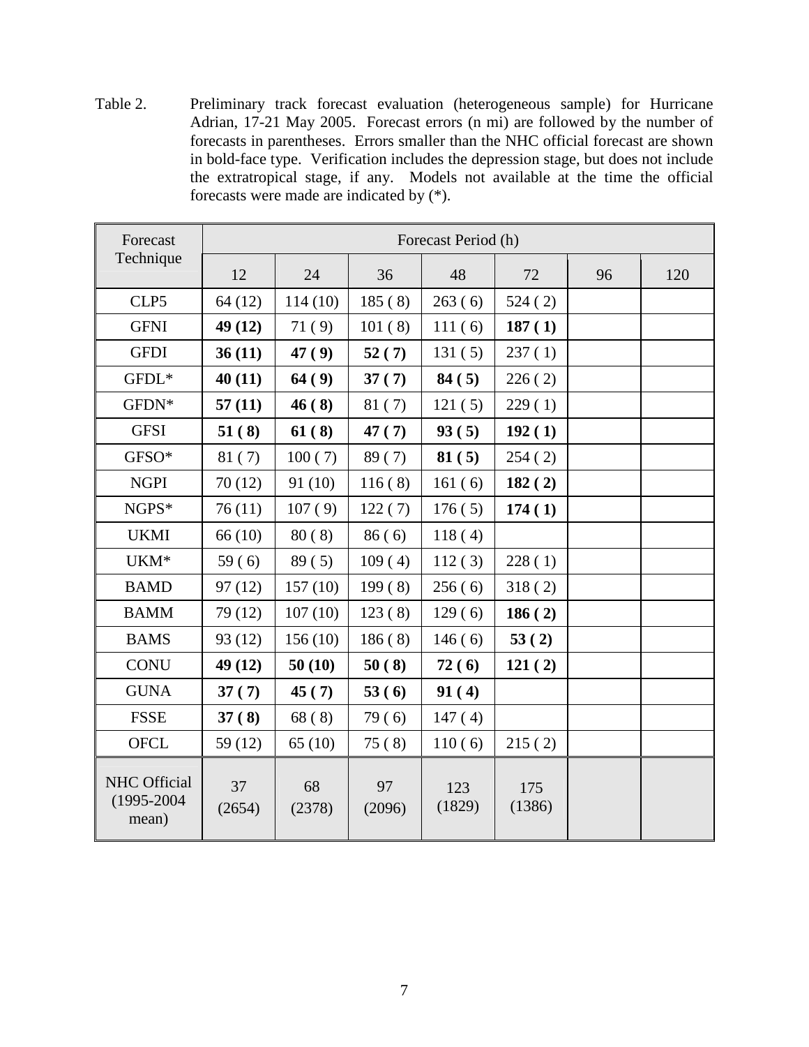Table 2. Preliminary track forecast evaluation (heterogeneous sample) for Hurricane Adrian, 17-21 May 2005. Forecast errors (n mi) are followed by the number of forecasts in parentheses. Errors smaller than the NHC official forecast are shown in bold-face type. Verification includes the depression stage, but does not include the extratropical stage, if any. Models not available at the time the official forecasts were made are indicated by (*).

| Forecast Technique | Forecast Period (h) | | | | | | |
|---|---|---|---|---|---|---|---|
| | 12 | 24 | 36 | 48 | 72 | 96 | 120 |
| CLP5 | 64 (12) | 114 (10) | 185 ( 8) | 263 ( 6) | 524 ( 2) | | |
| GFNI | **49 (12)** | 71 ( 9) | 101 ( 8) | 111 ( 6) | **187 ( 1)** | | |
| GFDI | **36 (11)** | **47 ( 9)** | **52 ( 7)** | 131 ( 5) | 237 ( 1) | | |
| GFDL* | **40 (11)** | **64 ( 9)** | **37 ( 7)** | **84 ( 5)** | 226 ( 2) | | |
| GFDN* | **57 (11)** | **46 ( 8)** | 81 ( 7) | 121 ( 5) | 229 ( 1) | | |
| GFSI | **51 ( 8)** | **61 ( 8)** | **47 ( 7)** | **93 ( 5)** | **192 ( 1)** | | |
| GFSO* | 81 ( 7) | 100 ( 7) | 89 ( 7) | **81 ( 5)** | 254 ( 2) | | |
| NGPI | 70 (12) | 91 (10) | 116 ( 8) | 161 ( 6) | **182 ( 2)** | | |
| NGPS* | 76 (11) | 107 ( 9) | 122 ( 7) | 176 ( 5) | **174 ( 1)** | | |
| UKMI | 66 (10) | 80 ( 8) | 86 ( 6) | 118 ( 4) | | | |
| UKM* | 59 ( 6) | 89 ( 5) | 109 ( 4) | 112 ( 3) | 228 ( 1) | | |
| BAMD | 97 (12) | 157 (10) | 199 ( 8) | 256 ( 6) | 318 ( 2) | | |
| BAMM | 79 (12) | 107 (10) | 123 ( 8) | 129 ( 6) | **186 ( 2)** | | |
| BAMS | 93 (12) | 156 (10) | 186 ( 8) | 146 ( 6) | **53 ( 2)** | | |
| CONU | **49 (12)** | **50 (10)** | **50 ( 8)** | **72 ( 6)** | **121 ( 2)** | | |
| GUNA | **37 ( 7)** | **45 ( 7)** | **53 ( 6)** | **91 ( 4)** | | | |
| FSSE | **37 ( 8)** | 68 ( 8) | 79 ( 6) | 147 ( 4) | | | |
| OFCL | 59 (12) | 65 (10) | 75 ( 8) | 110 ( 6) | 215 ( 2) | | |
| NHC Official (1995-2004 mean) | 37 (2654) | 68 (2378) | 97 (2096) | 123 (1829) | 175 (1386) | | |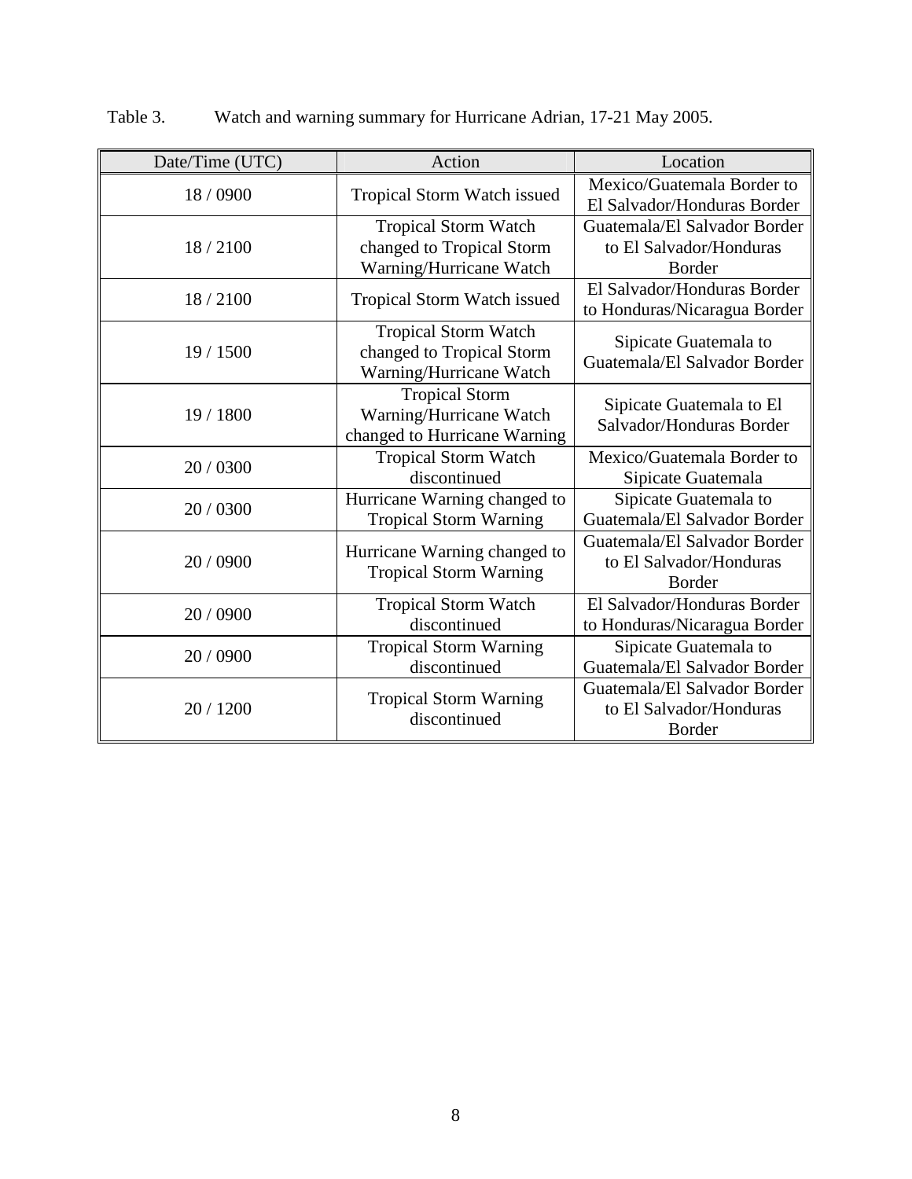Table 3. Watch and warning summary for Hurricane Adrian, 17-21 May 2005.

| Date/Time (UTC) | Action | Location |
| --- | --- | --- |
| 18 / 0900 | Tropical Storm Watch issued | Mexico/Guatemala Border to El Salvador/Honduras Border |
| 18 / 2100 | Tropical Storm Watch changed to Tropical Storm Warning/Hurricane Watch | Guatemala/El Salvador Border to El Salvador/Honduras Border |
| 18 / 2100 | Tropical Storm Watch issued | El Salvador/Honduras Border to Honduras/Nicaragua Border |
| 19 / 1500 | Tropical Storm Watch changed to Tropical Storm Warning/Hurricane Watch | Sipicate Guatemala to Guatemala/El Salvador Border |
| 19 / 1800 | Tropical Storm Warning/Hurricane Watch changed to Hurricane Warning | Sipicate Guatemala to El Salvador/Honduras Border |
| 20 / 0300 | Tropical Storm Watch discontinued | Mexico/Guatemala Border to Sipicate Guatemala |
| 20 / 0300 | Hurricane Warning changed to Tropical Storm Warning | Sipicate Guatemala to Guatemala/El Salvador Border |
| 20 / 0900 | Hurricane Warning changed to Tropical Storm Warning | Guatemala/El Salvador Border to El Salvador/Honduras Border |
| 20 / 0900 | Tropical Storm Watch discontinued | El Salvador/Honduras Border to Honduras/Nicaragua Border |
| 20 / 0900 | Tropical Storm Warning discontinued | Sipicate Guatemala to Guatemala/El Salvador Border |
| 20 / 1200 | Tropical Storm Warning discontinued | Guatemala/El Salvador Border to El Salvador/Honduras Border |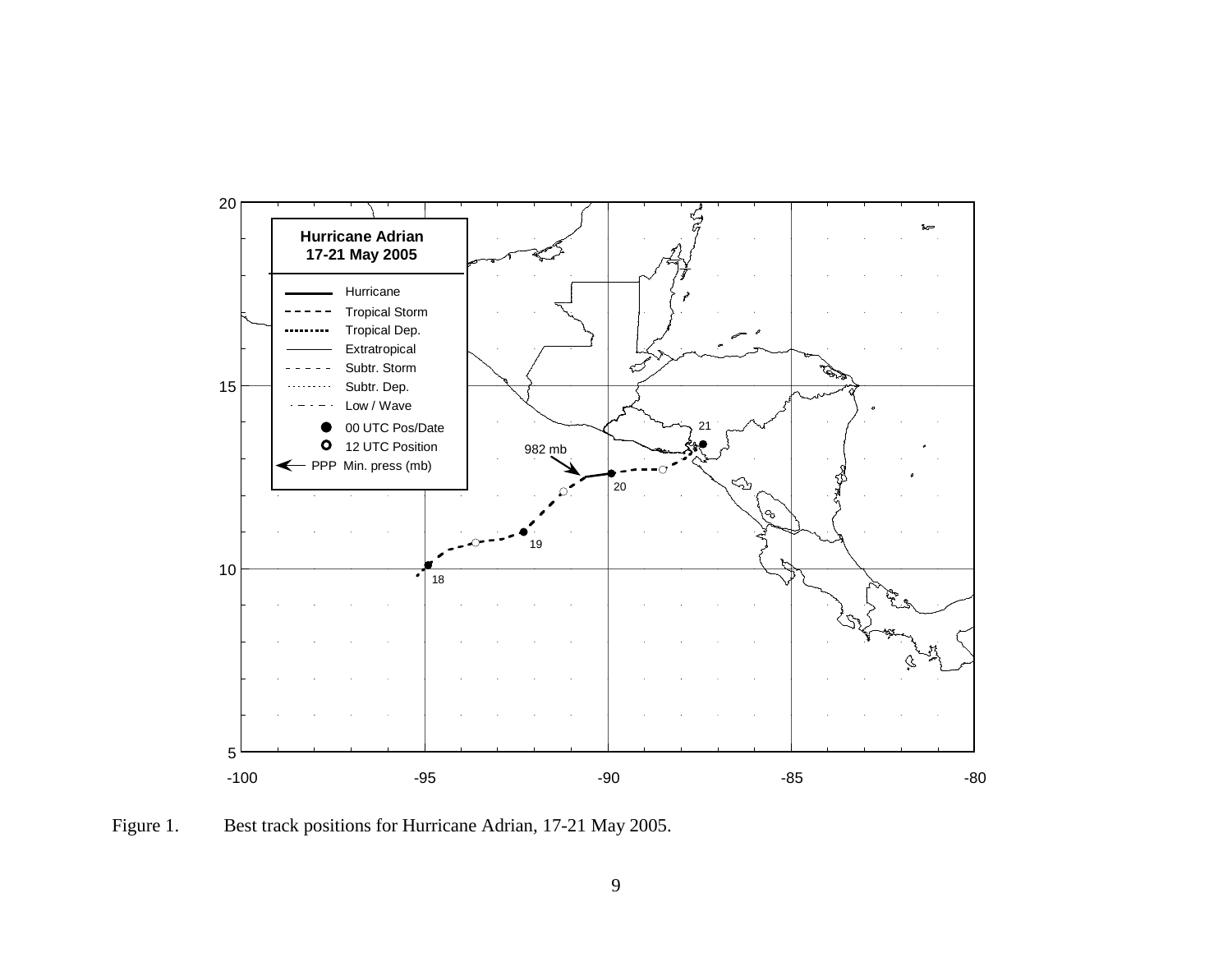Figure 1. Best track positions for Hurricane Adrian, 17-21 May 2005.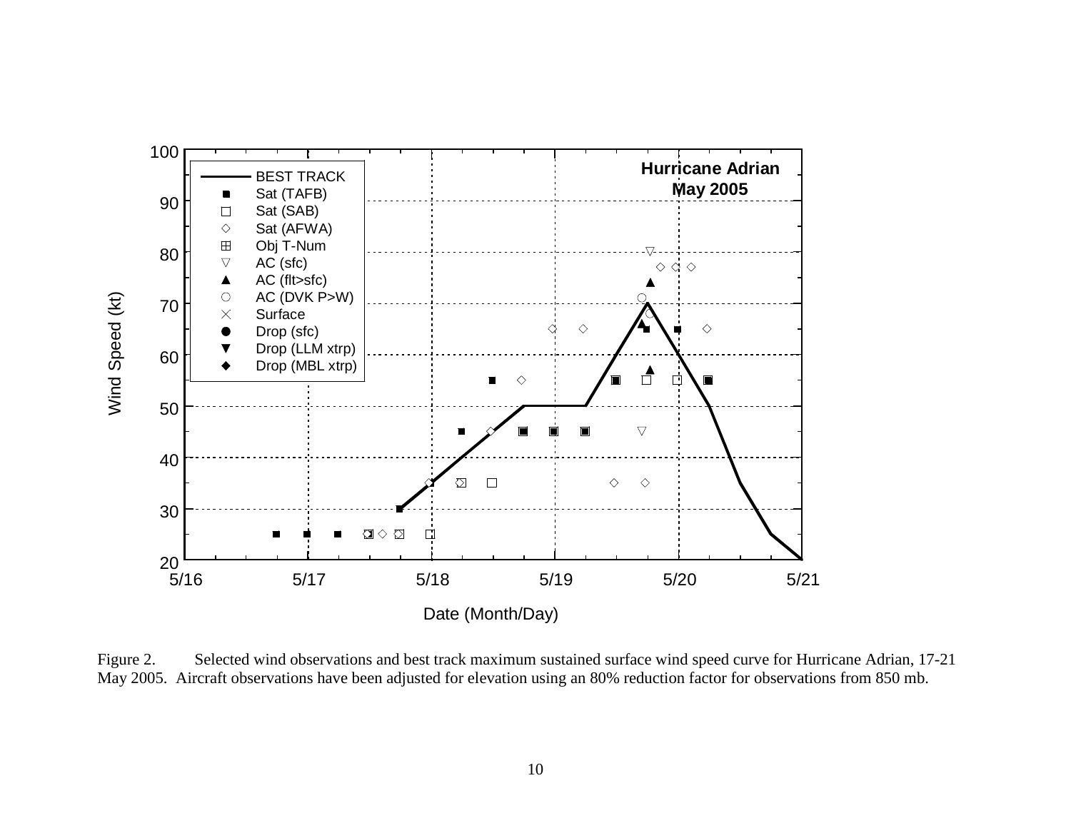Figure 2. Selected wind observations and best track maximum sustained surface wind speed curve for Hurricane Adrian, 17-21 May 2005. Aircraft observations have been adjusted for elevation using an 80% reduction factor for observations from 850 mb.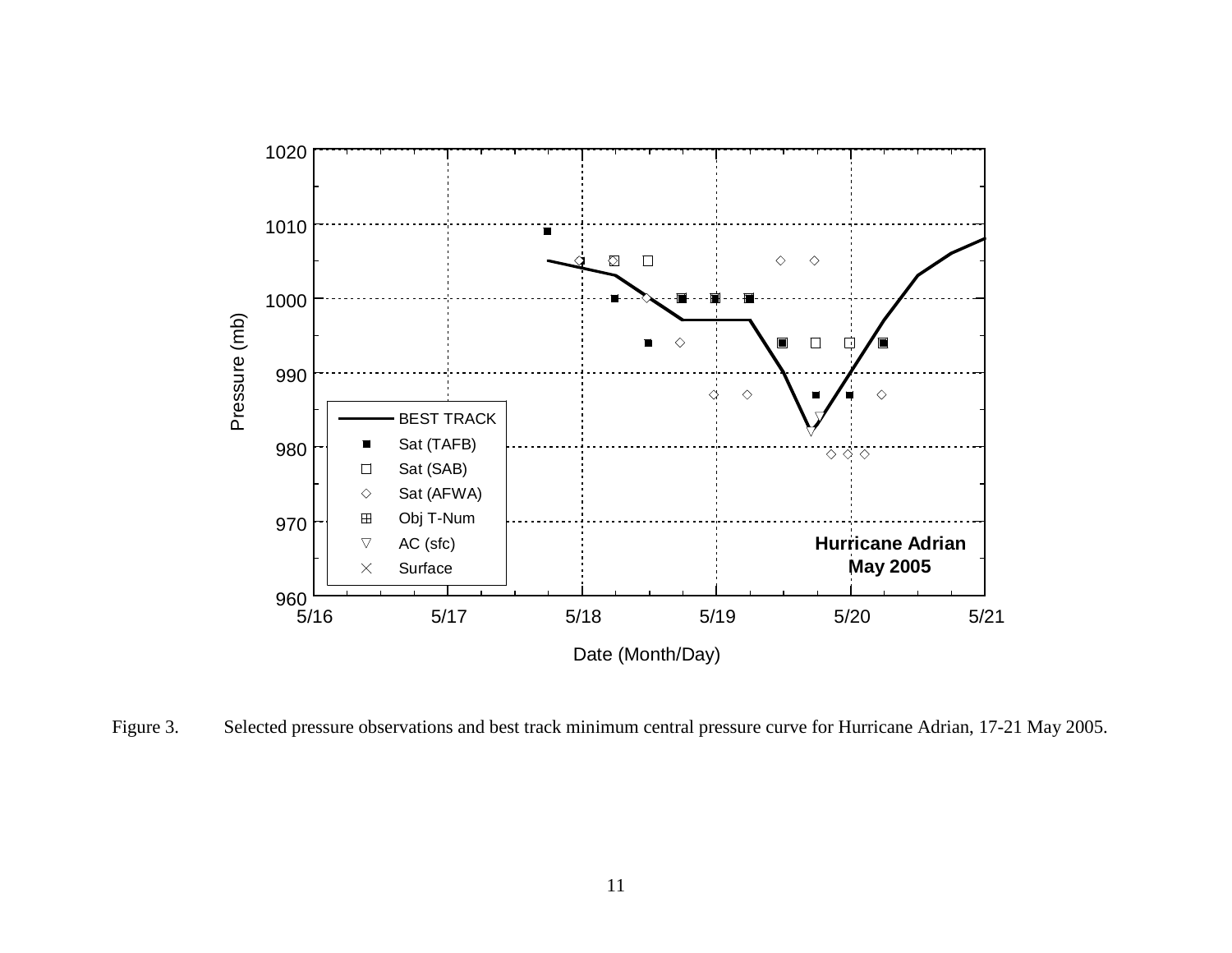Figure 3. Selected pressure observations and best track minimum central pressure curve for Hurricane Adrian, 17-21 May 2005.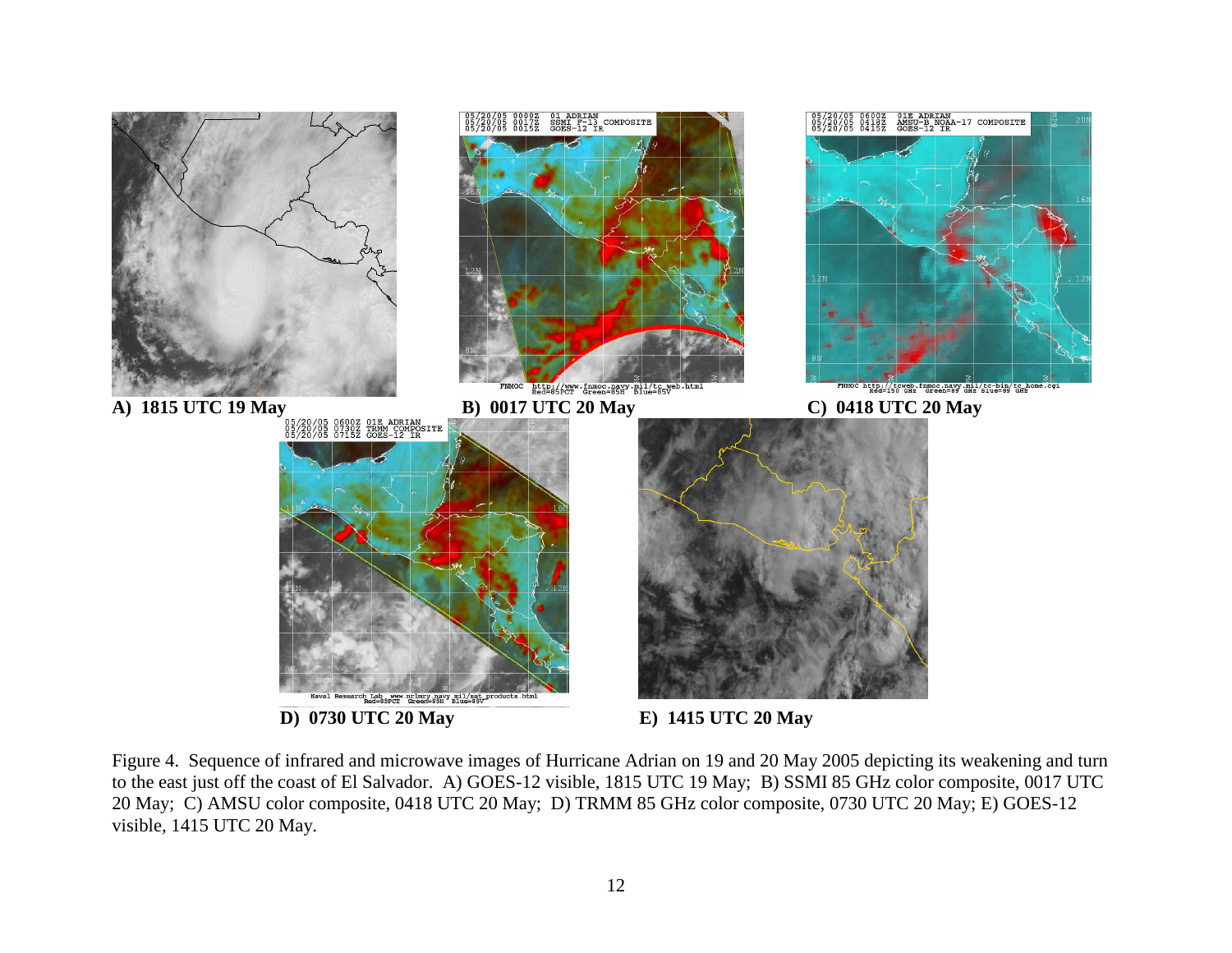A) 1815 UTC 19 May

B) 0017 UTC 20 May

C) 0418 UTC 20 May

D) 0730 UTC 20 May

E) 1415 UTC 20 May

Figure 4. Sequence of infrared and microwave images of Hurricane Adrian on 19 and 20 May 2005 depicting its weakening and turn to the east just off the coast of El Salvador. A) GOES-12 visible, 1815 UTC 19 May; B) SSMI 85 GHz color composite, 0017 UTC 20 May; C) AMSU color composite, 0418 UTC 20 May; D) TRMM 85 GHz color composite, 0730 UTC 20 May; E) GOES-12 visible, 1415 UTC 20 May.